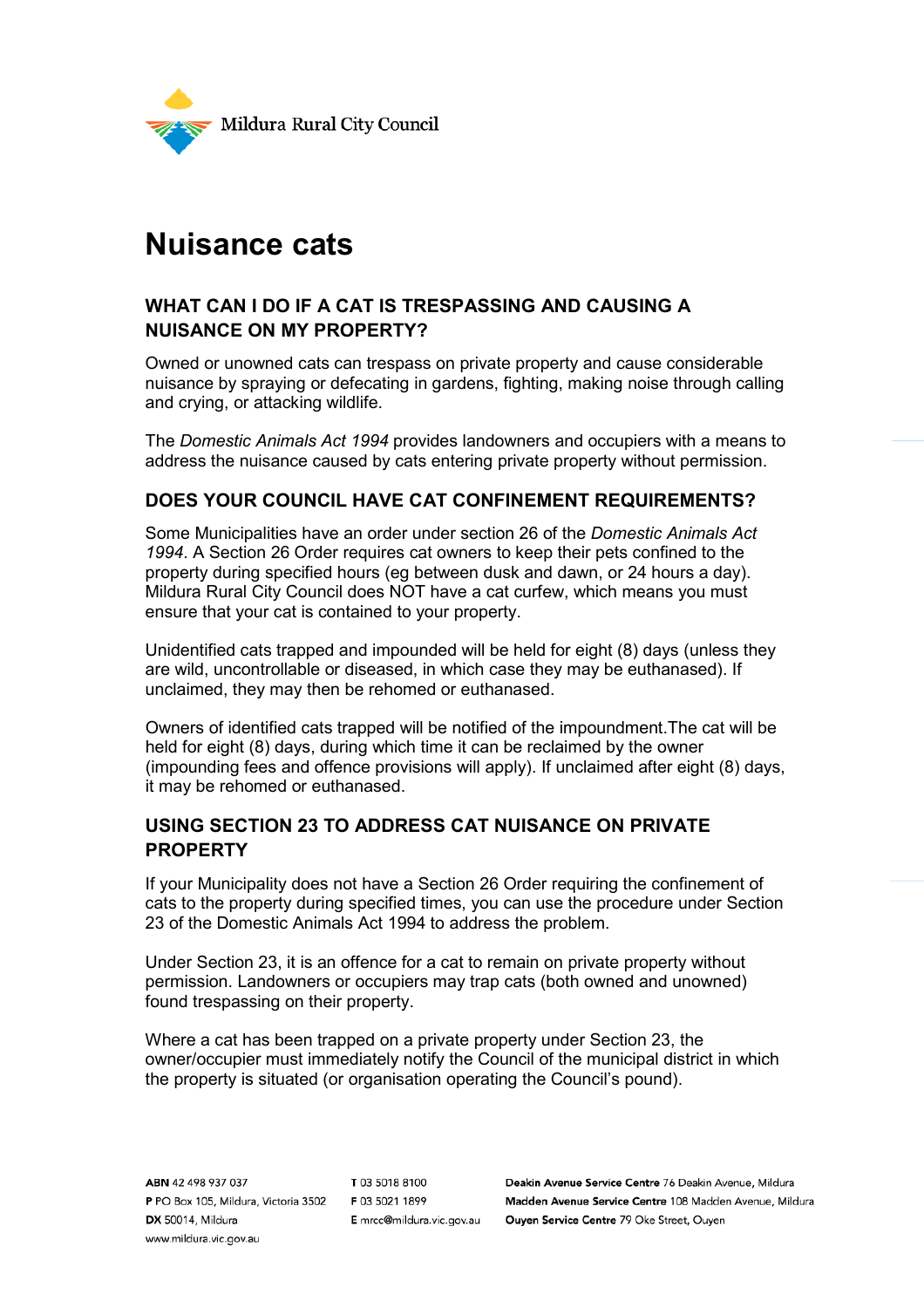Mildura Rural City Council

# Nuisance cats

## WHAT CAN I DO IF A CAT IS TRESPASSING AND CAUSING A NUISANCE ON MY PROPERTY?

Owned or unowned cats can trespass on private property and cause considerable nuisance by spraying or defecating in gardens, fighting, making noise through calling and crying, or attacking wildlife.

The *Domestic Animals Act 1994* provides landowners and occupiers with a means to address the nuisance caused by cats entering private property without permission.

## DOES YOUR COUNCIL HAVE CAT CONFINEMENT REQUIREMENTS?

Some Municipalities have an order under section 26 of the *Domestic Animals Act 1994*. A Section 26 Order requires cat owners to keep their pets confined to the property during specified hours (eg between dusk and dawn, or 24 hours a day). Mildura Rural City Council does NOT have a cat curfew, which means you must ensure that your cat is contained to your property.

Unidentified cats trapped and impounded will be held for eight (8) days (unless they are wild, uncontrollable or diseased, in which case they may be euthanased). If unclaimed, they may then be rehomed or euthanased.

Owners of identified cats trapped will be notified of the impoundment.The cat will be held for eight (8) days, during which time it can be reclaimed by the owner (impounding fees and offence provisions will apply). If unclaimed after eight (8) days, it may be rehomed or euthanased.

## USING SECTION 23 TO ADDRESS CAT NUISANCE ON PRIVATE PROPERTY

If your Municipality does not have a Section 26 Order requiring the confinement of cats to the property during specified times, you can use the procedure under Section 23 of the Domestic Animals Act 1994 to address the problem.

Under Section 23, it is an offence for a cat to remain on private property without permission. Landowners or occupiers may trap cats (both owned and unowned) found trespassing on their property.

Where a cat has been trapped on a private property under Section 23, the owner/occupier must immediately notify the Council of the municipal district in which the property is situated (or organisation operating the Council's pound).

**ABN** 42 498 937 037
**P** PO Box 105, Mildura, Victoria 3502
**DX** 50014, Mildura
www.mildura.vic.gov.au

**T** 03 5018 8100
**F** 03 5021 1899
**E** mrcc@mildura.vic.gov.au

**Deakin Avenue Service Centre** 76 Deakin Avenue, Mildura
**Madden Avenue Service Centre** 108 Madden Avenue, Mildura
**Ouyen Service Centre** 79 Oke Street, Ouyen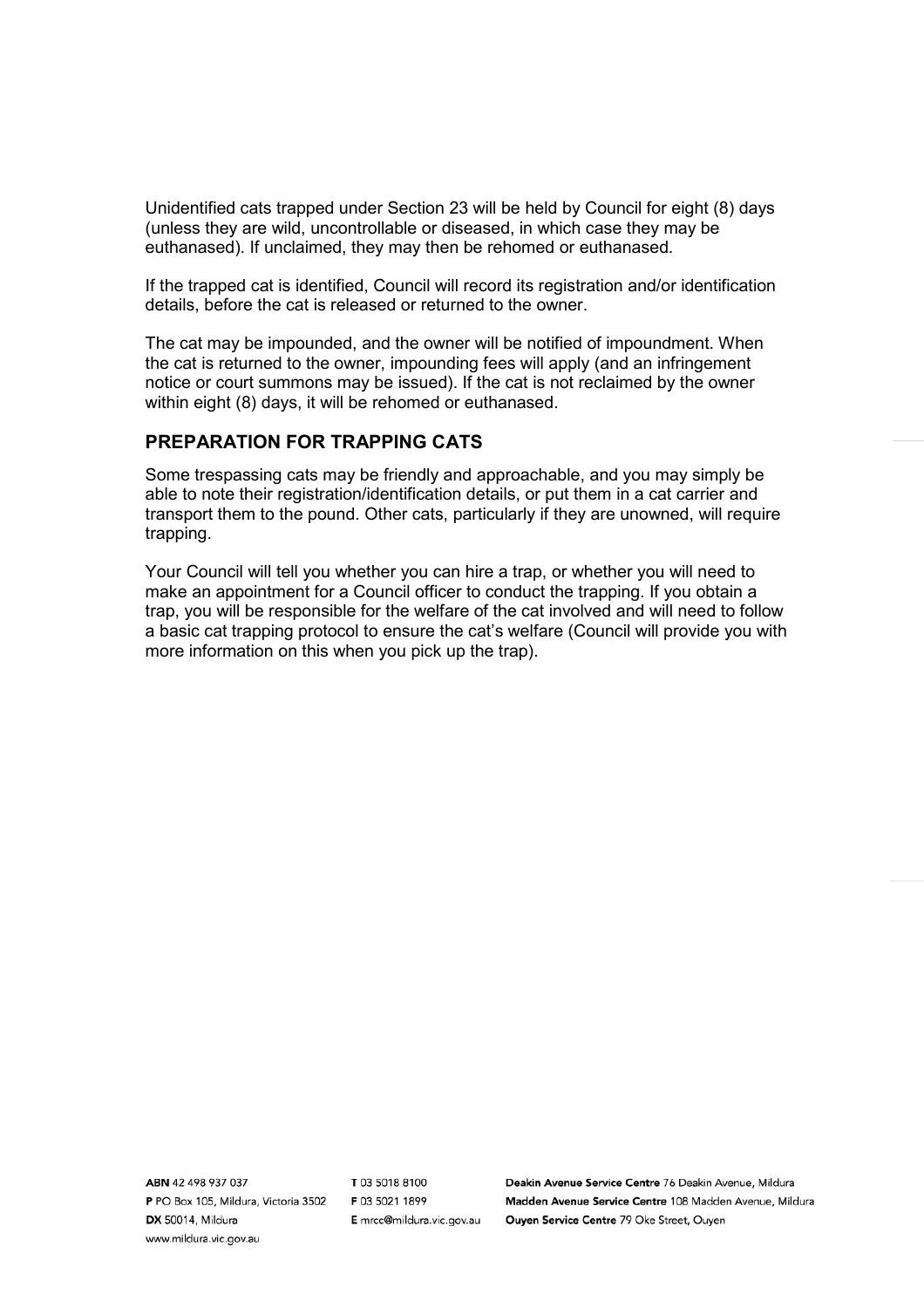Unidentified cats trapped under Section 23 will be held by Council for eight (8) days (unless they are wild, uncontrollable or diseased, in which case they may be euthanased). If unclaimed, they may then be rehomed or euthanased.

If the trapped cat is identified, Council will record its registration and/or identification details, before the cat is released or returned to the owner.

The cat may be impounded, and the owner will be notified of impoundment. When the cat is returned to the owner, impounding fees will apply (and an infringement notice or court summons may be issued). If the cat is not reclaimed by the owner within eight (8) days, it will be rehomed or euthanased.

## PREPARATION FOR TRAPPING CATS

Some trespassing cats may be friendly and approachable, and you may simply be able to note their registration/identification details, or put them in a cat carrier and transport them to the pound. Other cats, particularly if they are unowned, will require trapping.

Your Council will tell you whether you can hire a trap, or whether you will need to make an appointment for a Council officer to conduct the trapping. If you obtain a trap, you will be responsible for the welfare of the cat involved and will need to follow a basic cat trapping protocol to ensure the cat's welfare (Council will provide you with more information on this when you pick up the trap).